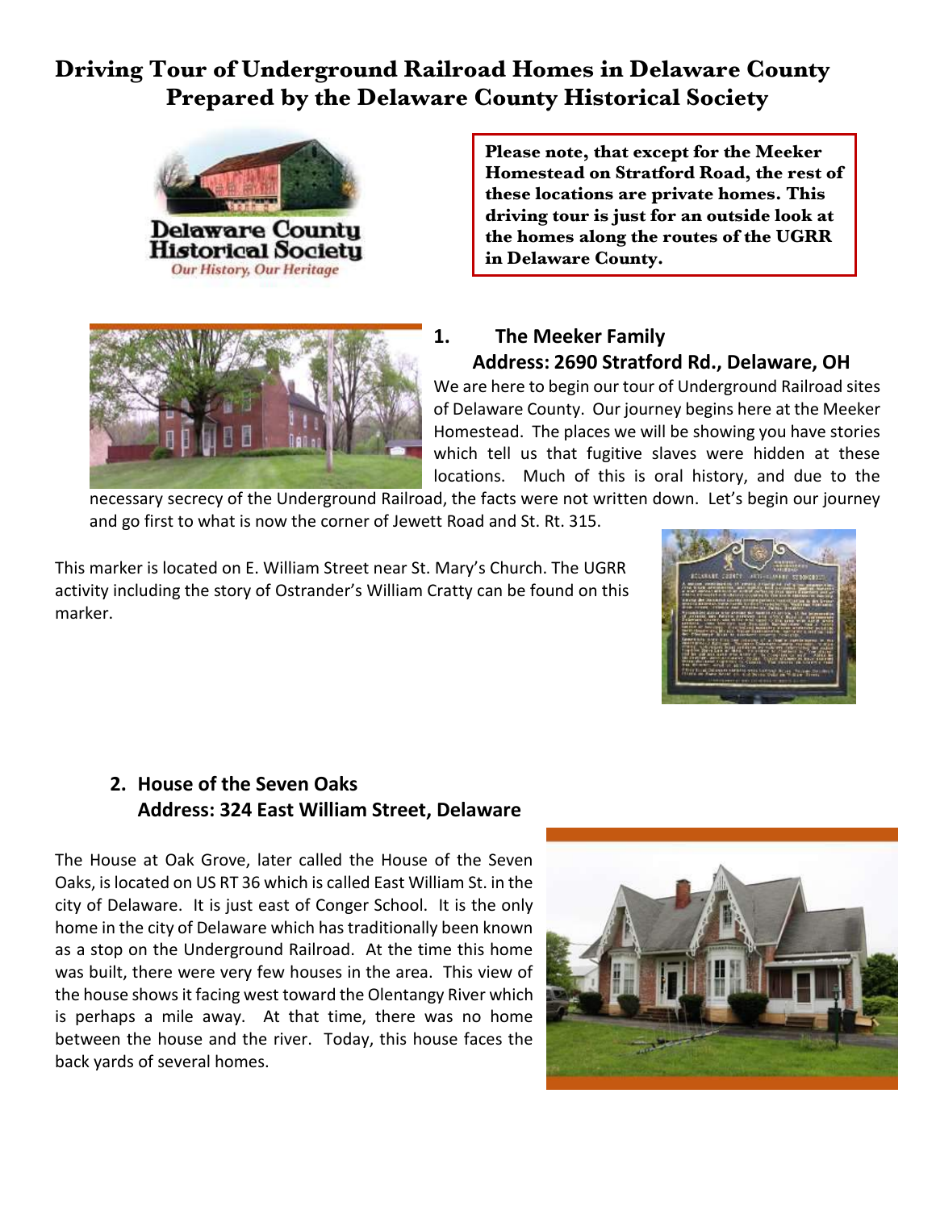# Driving Tour of Underground Railroad Homes in Delaware County
## Prepared by the Delaware County Historical Society

Delaware County Historical Society
*Our History, Our Heritage*

**Please note, that except for the Meeker Homestead on Stratford Road, the rest of these locations are private homes. This driving tour is just for an outside look at the homes along the routes of the UGRR in Delaware County.**

### 1. The Meeker Family
**Address: 2690 Stratford Rd., Delaware, OH**

We are here to begin our tour of Underground Railroad sites of Delaware County. Our journey begins here at the Meeker Homestead. The places we will be showing you have stories which tell us that fugitive slaves were hidden at these locations. Much of this is oral history, and due to the necessary secrecy of the Underground Railroad, the facts were not written down. Let's begin our journey and go first to what is now the corner of Jewett Road and St. Rt. 315.

This marker is located on E. William Street near St. Mary's Church. The UGRR activity including the story of Ostrander's William Cratty can be found on this marker.

### 2. House of the Seven Oaks
**Address: 324 East William Street, Delaware**

The House at Oak Grove, later called the House of the Seven Oaks, is located on US RT 36 which is called East William St. in the city of Delaware. It is just east of Conger School. It is the only home in the city of Delaware which has traditionally been known as a stop on the Underground Railroad. At the time this home was built, there were very few houses in the area. This view of the house shows it facing west toward the Olentangy River which is perhaps a mile away. At that time, there was no home between the house and the river. Today, this house faces the back yards of several homes.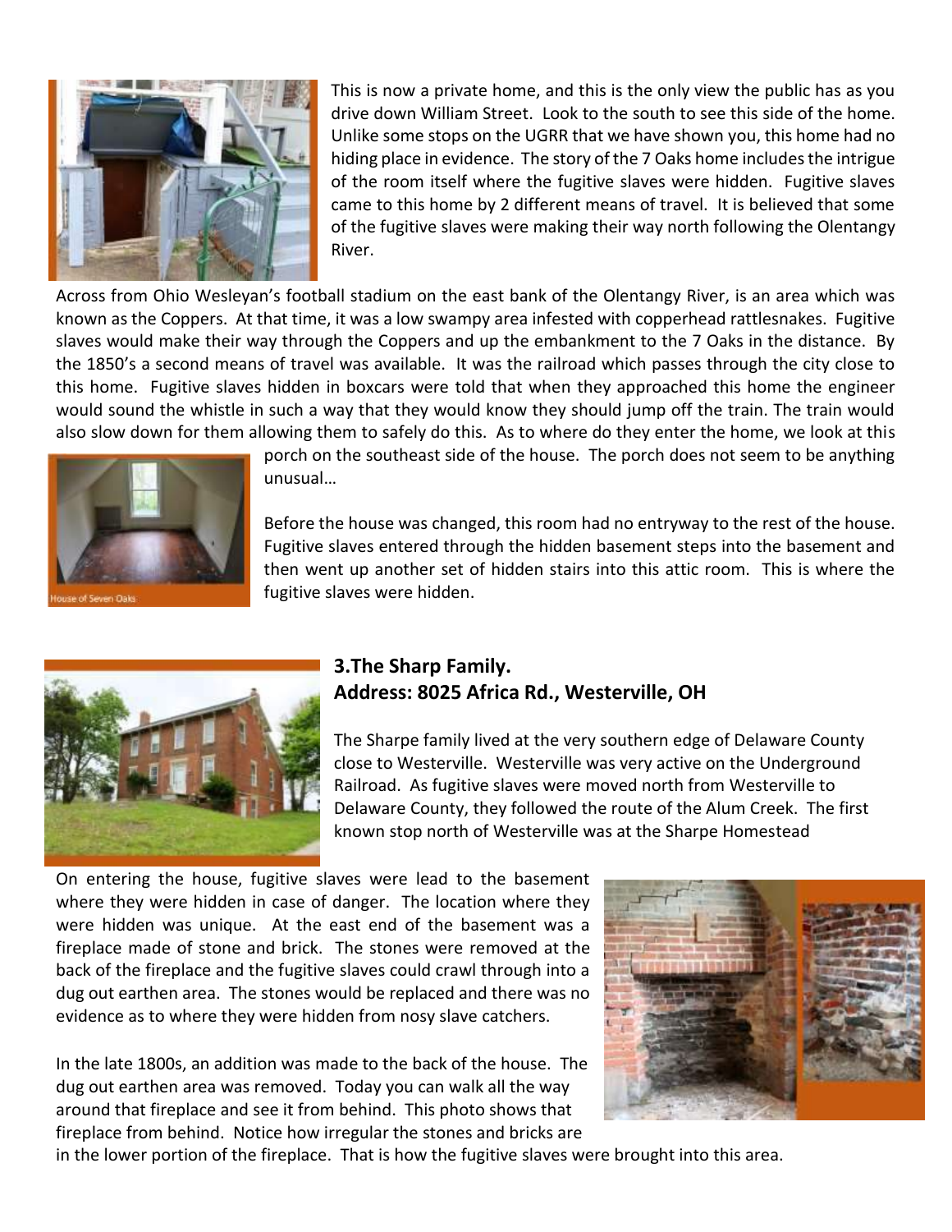This is now a private home, and this is the only view the public has as you drive down William Street. Look to the south to see this side of the home. Unlike some stops on the UGRR that we have shown you, this home had no hiding place in evidence. The story of the 7 Oaks home includes the intrigue of the room itself where the fugitive slaves were hidden. Fugitive slaves came to this home by 2 different means of travel. It is believed that some of the fugitive slaves were making their way north following the Olentangy River.

Across from Ohio Wesleyan's football stadium on the east bank of the Olentangy River, is an area which was known as the Coppers. At that time, it was a low swampy area infested with copperhead rattlesnakes. Fugitive slaves would make their way through the Coppers and up the embankment to the 7 Oaks in the distance. By the 1850's a second means of travel was available. It was the railroad which passes through the city close to this home. Fugitive slaves hidden in boxcars were told that when they approached this home the engineer would sound the whistle in such a way that they would know they should jump off the train. The train would also slow down for them allowing them to safely do this. As to where do they enter the home, we look at this porch on the southeast side of the house. The porch does not seem to be anything unusual…

House of Seven Oaks

Before the house was changed, this room had no entryway to the rest of the house. Fugitive slaves entered through the hidden basement steps into the basement and then went up another set of hidden stairs into this attic room. This is where the fugitive slaves were hidden.

### 3.The Sharp Family.
### Address: 8025 Africa Rd., Westerville, OH

The Sharpe family lived at the very southern edge of Delaware County close to Westerville. Westerville was very active on the Underground Railroad. As fugitive slaves were moved north from Westerville to Delaware County, they followed the route of the Alum Creek. The first known stop north of Westerville was at the Sharpe Homestead

On entering the house, fugitive slaves were lead to the basement where they were hidden in case of danger. The location where they were hidden was unique. At the east end of the basement was a fireplace made of stone and brick. The stones were removed at the back of the fireplace and the fugitive slaves could crawl through into a dug out earthen area. The stones would be replaced and there was no evidence as to where they were hidden from nosy slave catchers.

In the late 1800s, an addition was made to the back of the house. The dug out earthen area was removed. Today you can walk all the way around that fireplace and see it from behind. This photo shows that fireplace from behind. Notice how irregular the stones and bricks are in the lower portion of the fireplace. That is how the fugitive slaves were brought into this area.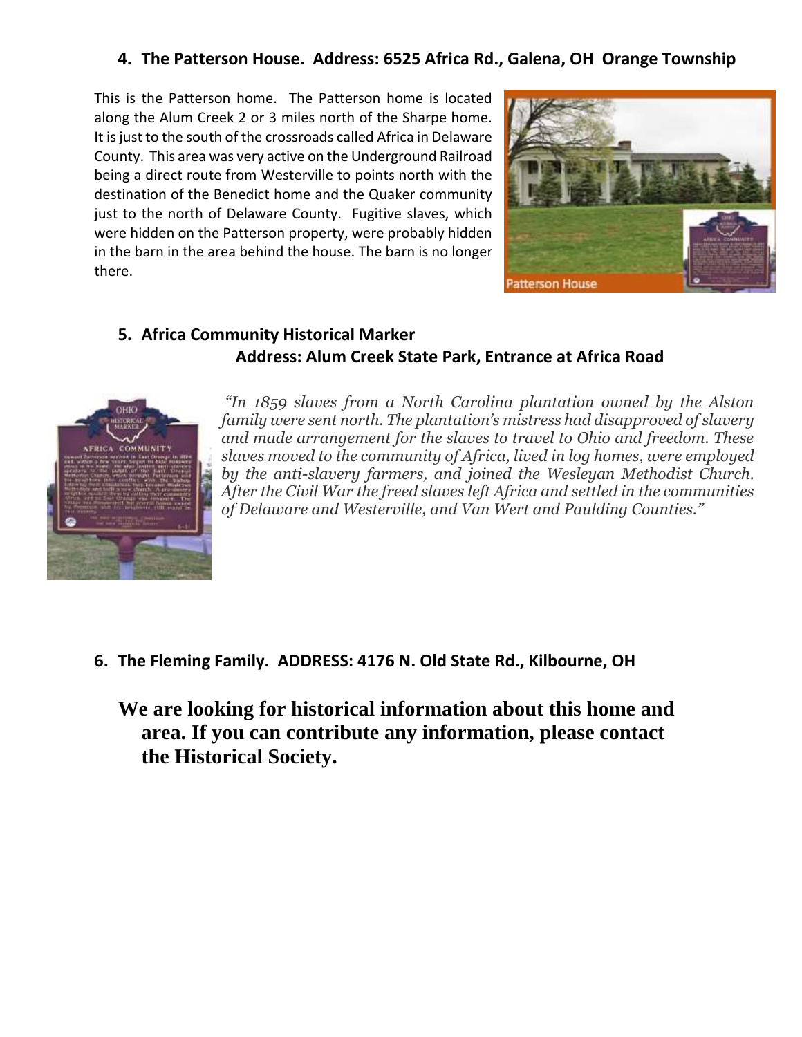### 4. The Patterson House. Address: 6525 Africa Rd., Galena, OH Orange Township

This is the Patterson home. The Patterson home is located along the Alum Creek 2 or 3 miles north of the Sharpe home. It is just to the south of the crossroads called Africa in Delaware County. This area was very active on the Underground Railroad being a direct route from Westerville to points north with the destination of the Benedict home and the Quaker community just to the north of Delaware County. Fugitive slaves, which were hidden on the Patterson property, were probably hidden in the barn in the area behind the house. The barn is no longer there.

Patterson House

### 5. Africa Community Historical Marker

**Address: Alum Creek State Park, Entrance at Africa Road**

*"In 1859 slaves from a North Carolina plantation owned by the Alston family were sent north. The plantation's mistress had disapproved of slavery and made arrangement for the slaves to travel to Ohio and freedom. These slaves moved to the community of Africa, lived in log homes, were employed by the anti-slavery farmers, and joined the Wesleyan Methodist Church. After the Civil War the freed slaves left Africa and settled in the communities of Delaware and Westerville, and Van Wert and Paulding Counties."*

### 6. The Fleming Family. ADDRESS: 4176 N. Old State Rd., Kilbourne, OH

**We are looking for historical information about this home and area. If you can contribute any information, please contact the Historical Society.**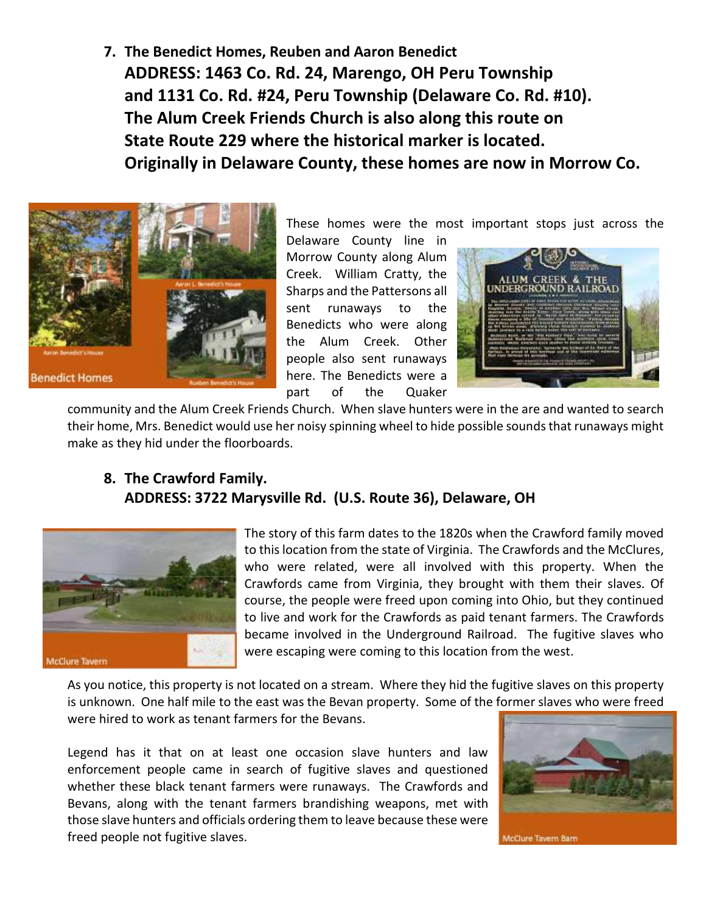7. **The Benedict Homes, Reuben and Aaron Benedict**
   **ADDRESS: 1463 Co. Rd. 24, Marengo, OH Peru Township and 1131 Co. Rd. #24, Peru Township (Delaware Co. Rd. #10). The Alum Creek Friends Church is also along this route on State Route 229 where the historical marker is located. Originally in Delaware County, these homes are now in Morrow Co.**

Aaron Benedict's House

Aaron L. Benedict's House

Reuben Benedict's House

Benedict Homes

These homes were the most important stops just across the Delaware County line in Morrow County along Alum Creek. William Cratty, the Sharps and the Pattersons all sent runaways to the Benedicts who were along the Alum Creek. Other people also sent runaways here. The Benedicts were a part of the Quaker community and the Alum Creek Friends Church. When slave hunters were in the are and wanted to search their home, Mrs. Benedict would use her noisy spinning wheel to hide possible sounds that runaways might make as they hid under the floorboards.

8. **The Crawford Family.**
   **ADDRESS: 3722 Marysville Rd. (U.S. Route 36), Delaware, OH**

McClure Tavern

The story of this farm dates to the 1820s when the Crawford family moved to this location from the state of Virginia. The Crawfords and the McClures, who were related, were all involved with this property. When the Crawfords came from Virginia, they brought with them their slaves. Of course, the people were freed upon coming into Ohio, but they continued to live and work for the Crawfords as paid tenant farmers. The Crawfords became involved in the Underground Railroad. The fugitive slaves who were escaping were coming to this location from the west.

As you notice, this property is not located on a stream. Where they hid the fugitive slaves on this property is unknown. One half mile to the east was the Bevan property. Some of the former slaves who were freed were hired to work as tenant farmers for the Bevans.

Legend has it that on at least one occasion slave hunters and law enforcement people came in search of fugitive slaves and questioned whether these black tenant farmers were runaways. The Crawfords and Bevans, along with the tenant farmers brandishing weapons, met with those slave hunters and officials ordering them to leave because these were freed people not fugitive slaves.

McClure Tavern Barn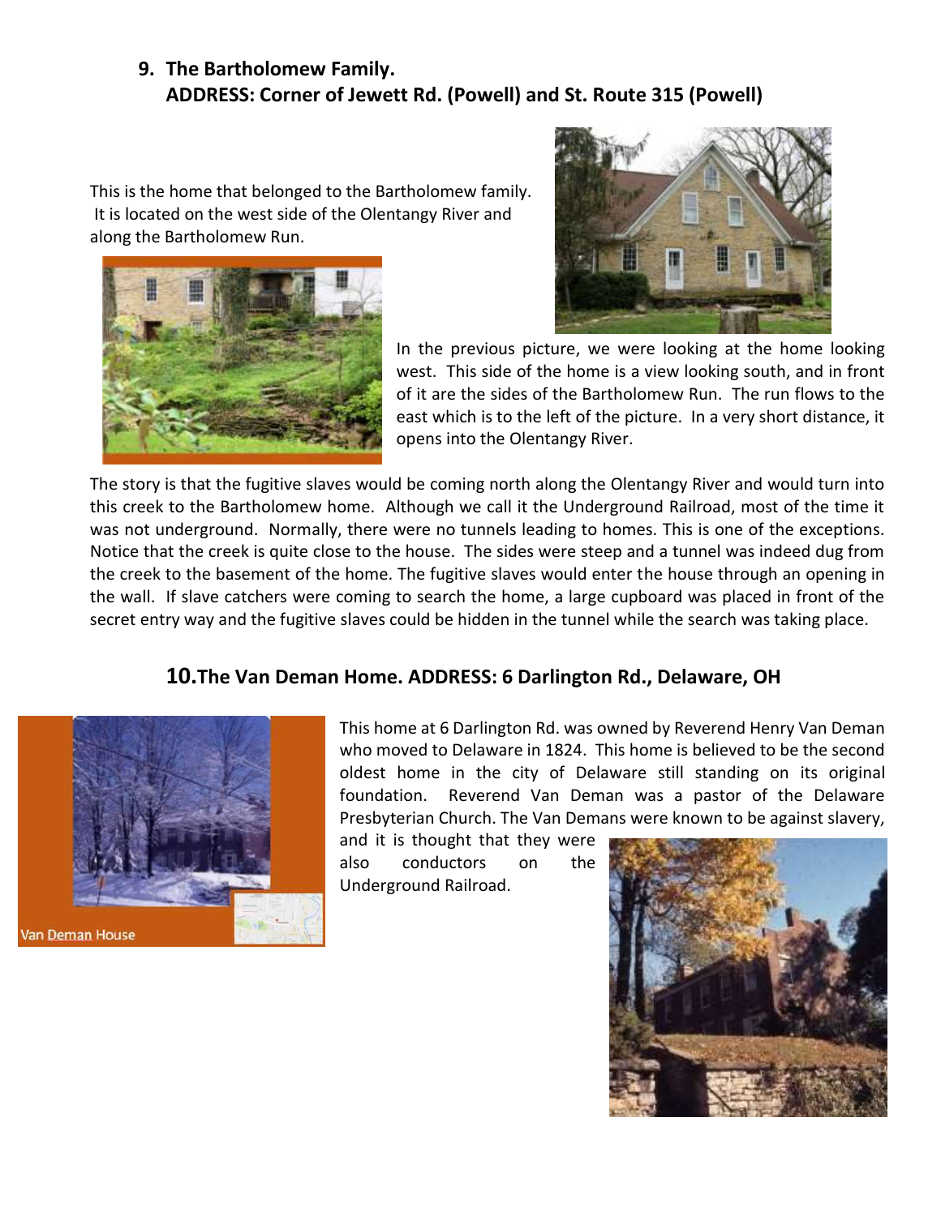## 9. The Bartholomew Family.
## ADDRESS: Corner of Jewett Rd. (Powell) and St. Route 315 (Powell)

This is the home that belonged to the Bartholomew family. It is located on the west side of the Olentangy River and along the Bartholomew Run.

In the previous picture, we were looking at the home looking west. This side of the home is a view looking south, and in front of it are the sides of the Bartholomew Run. The run flows to the east which is to the left of the picture. In a very short distance, it opens into the Olentangy River.

The story is that the fugitive slaves would be coming north along the Olentangy River and would turn into this creek to the Bartholomew home. Although we call it the Underground Railroad, most of the time it was not underground. Normally, there were no tunnels leading to homes. This is one of the exceptions. Notice that the creek is quite close to the house. The sides were steep and a tunnel was indeed dug from the creek to the basement of the home. The fugitive slaves would enter the house through an opening in the wall. If slave catchers were coming to search the home, a large cupboard was placed in front of the secret entry way and the fugitive slaves could be hidden in the tunnel while the search was taking place.

## 10. The Van Deman Home. ADDRESS: 6 Darlington Rd., Delaware, OH

Van Deman House

This home at 6 Darlington Rd. was owned by Reverend Henry Van Deman who moved to Delaware in 1824. This home is believed to be the second oldest home in the city of Delaware still standing on its original foundation. Reverend Van Deman was a pastor of the Delaware Presbyterian Church. The Van Demans were known to be against slavery, and it is thought that they were also conductors on the Underground Railroad.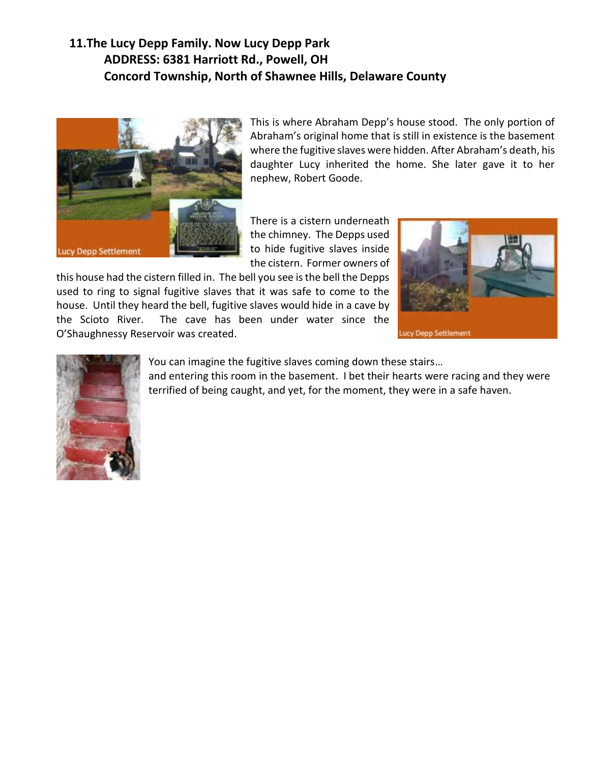## 11. The Lucy Depp Family. Now Lucy Depp Park

**ADDRESS: 6381 Harriott Rd., Powell, OH**

**Concord Township, North of Shawnee Hills, Delaware County**

This is where Abraham Depp's house stood. The only portion of Abraham's original home that is still in existence is the basement where the fugitive slaves were hidden. After Abraham's death, his daughter Lucy inherited the home. She later gave it to her nephew, Robert Goode.

There is a cistern underneath the chimney. The Depps used to hide fugitive slaves inside the cistern. Former owners of this house had the cistern filled in. The bell you see is the bell the Depps used to ring to signal fugitive slaves that it was safe to come to the house. Until they heard the bell, fugitive slaves would hide in a cave by the Scioto River. The cave has been under water since the O'Shaughnessy Reservoir was created.

You can imagine the fugitive slaves coming down these stairs…
and entering this room in the basement. I bet their hearts were racing and they were terrified of being caught, and yet, for the moment, they were in a safe haven.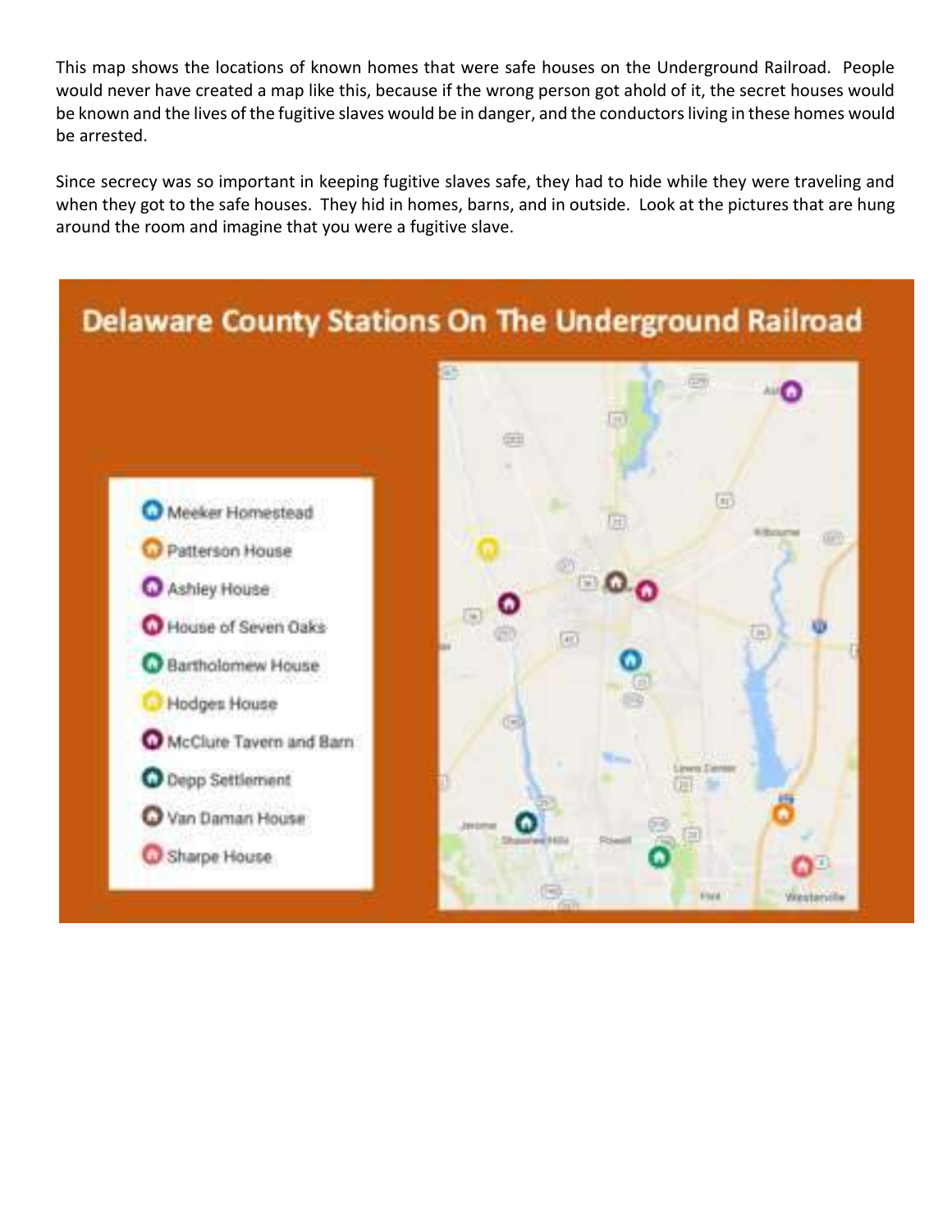This map shows the locations of known homes that were safe houses on the Underground Railroad. People would never have created a map like this, because if the wrong person got ahold of it, the secret houses would be known and the lives of the fugitive slaves would be in danger, and the conductors living in these homes would be arrested.

Since secrecy was so important in keeping fugitive slaves safe, they had to hide while they were traveling and when they got to the safe houses. They hid in homes, barns, and in outside. Look at the pictures that are hung around the room and imagine that you were a fugitive slave.

## Delaware County Stations On The Underground Railroad

- Meeker Homestead
- Patterson House
- Ashley House
- House of Seven Oaks
- Bartholomew House
- Hodges House
- McClure Tavern and Barn
- Depp Settlement
- Van Daman House
- Sharpe House